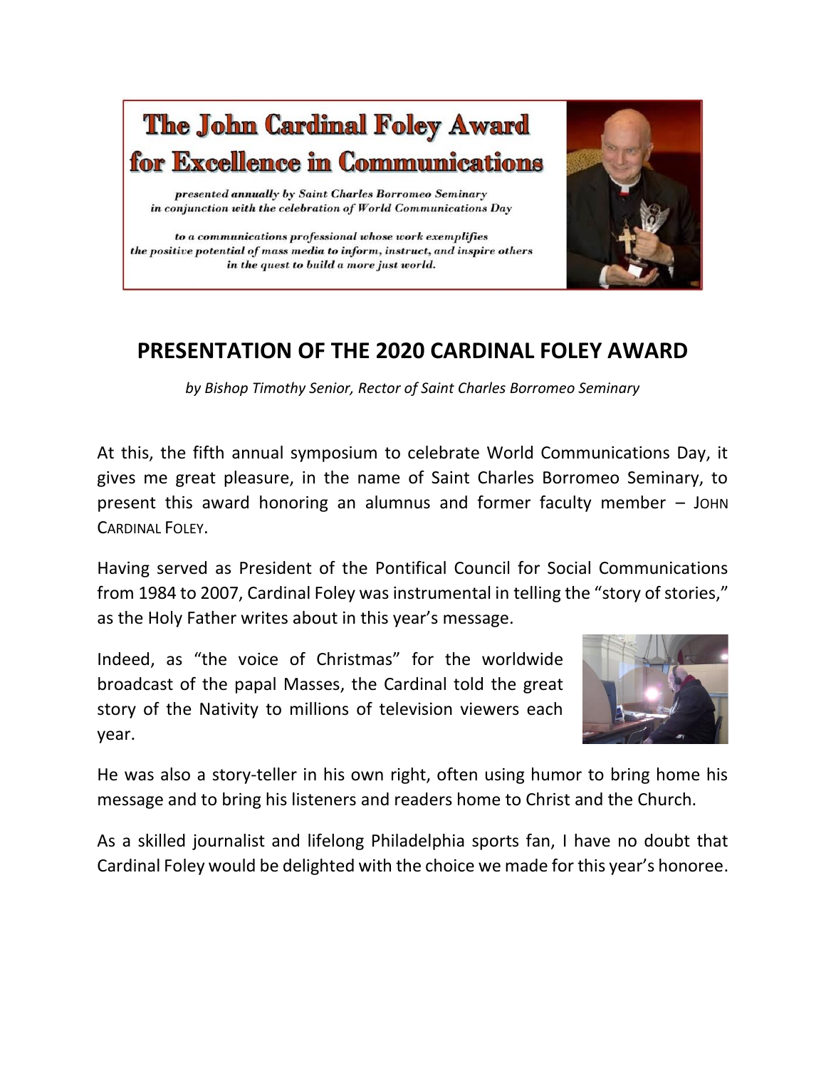# The John Cardinal Foley Award for Excellence in Communications

*presented annually by Saint Charles Borromeo Seminary in conjunction with the celebration of World Communications Day*

*to a communications professional whose work exemplifies the positive potential of mass media to inform, instruct, and inspire others in the quest to build a more just world.*

## PRESENTATION OF THE 2020 CARDINAL FOLEY AWARD

*by Bishop Timothy Senior, Rector of Saint Charles Borromeo Seminary*

At this, the fifth annual symposium to celebrate World Communications Day, it gives me great pleasure, in the name of Saint Charles Borromeo Seminary, to present this award honoring an alumnus and former faculty member – JOHN CARDINAL FOLEY.

Having served as President of the Pontifical Council for Social Communications from 1984 to 2007, Cardinal Foley was instrumental in telling the "story of stories," as the Holy Father writes about in this year's message.

Indeed, as "the voice of Christmas" for the worldwide broadcast of the papal Masses, the Cardinal told the great story of the Nativity to millions of television viewers each year.

He was also a story-teller in his own right, often using humor to bring home his message and to bring his listeners and readers home to Christ and the Church.

As a skilled journalist and lifelong Philadelphia sports fan, I have no doubt that Cardinal Foley would be delighted with the choice we made for this year's honoree.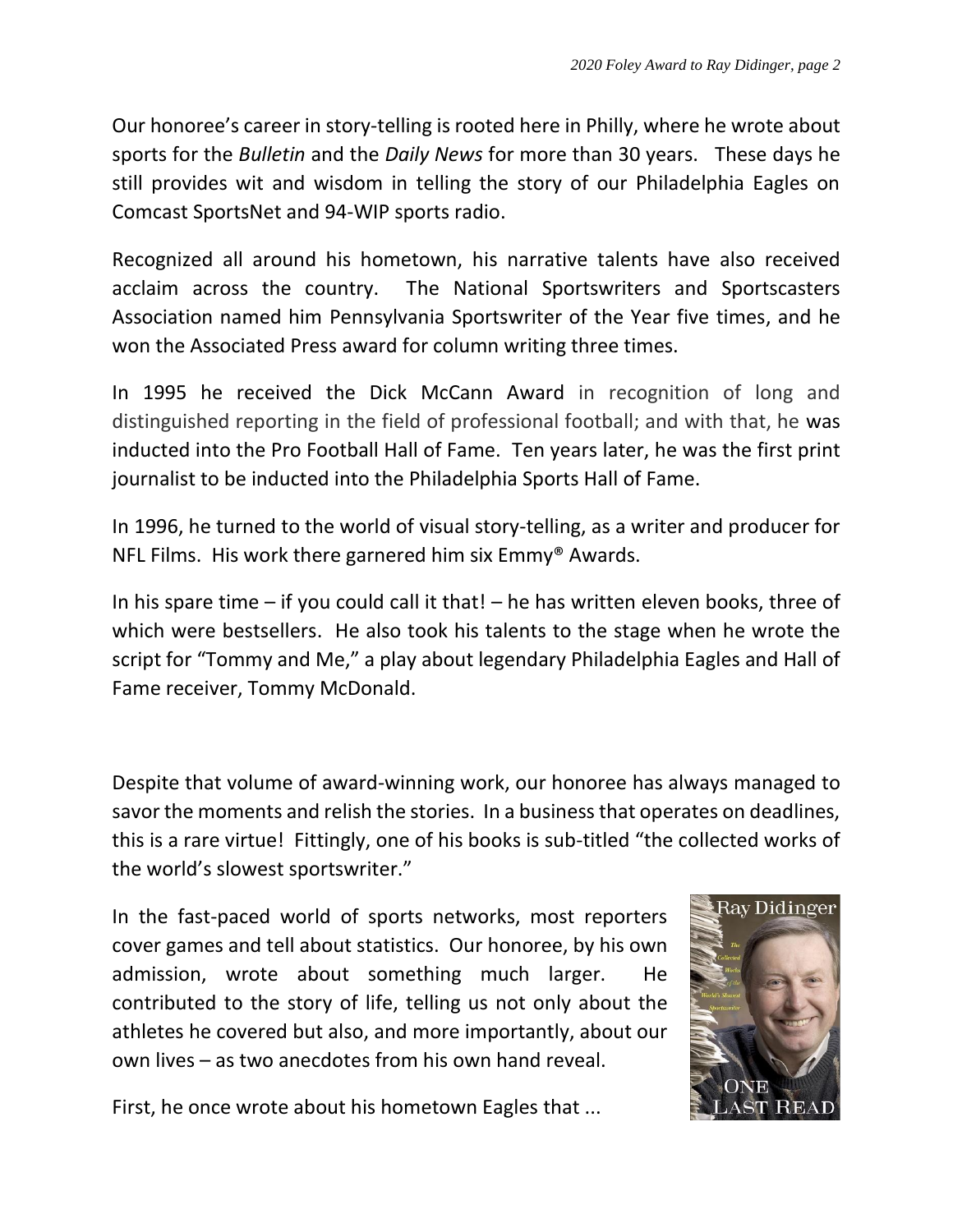Our honoree's career in story-telling is rooted here in Philly, where he wrote about sports for the *Bulletin* and the *Daily News* for more than 30 years. These days he still provides wit and wisdom in telling the story of our Philadelphia Eagles on Comcast SportsNet and 94-WIP sports radio.

Recognized all around his hometown, his narrative talents have also received acclaim across the country. The National Sportswriters and Sportscasters Association named him Pennsylvania Sportswriter of the Year five times, and he won the Associated Press award for column writing three times.

In 1995 he received the Dick McCann Award in recognition of long and distinguished reporting in the field of professional football; and with that, he was inducted into the Pro Football Hall of Fame. Ten years later, he was the first print journalist to be inducted into the Philadelphia Sports Hall of Fame.

In 1996, he turned to the world of visual story-telling, as a writer and producer for NFL Films. His work there garnered him six Emmy® Awards.

In his spare time – if you could call it that! – he has written eleven books, three of which were bestsellers. He also took his talents to the stage when he wrote the script for "Tommy and Me," a play about legendary Philadelphia Eagles and Hall of Fame receiver, Tommy McDonald.

Despite that volume of award-winning work, our honoree has always managed to savor the moments and relish the stories. In a business that operates on deadlines, this is a rare virtue! Fittingly, one of his books is sub-titled "the collected works of the world's slowest sportswriter."

In the fast-paced world of sports networks, most reporters cover games and tell about statistics. Our honoree, by his own admission, wrote about something much larger. He contributed to the story of life, telling us not only about the athletes he covered but also, and more importantly, about our own lives – as two anecdotes from his own hand reveal.

First, he once wrote about his hometown Eagles that ...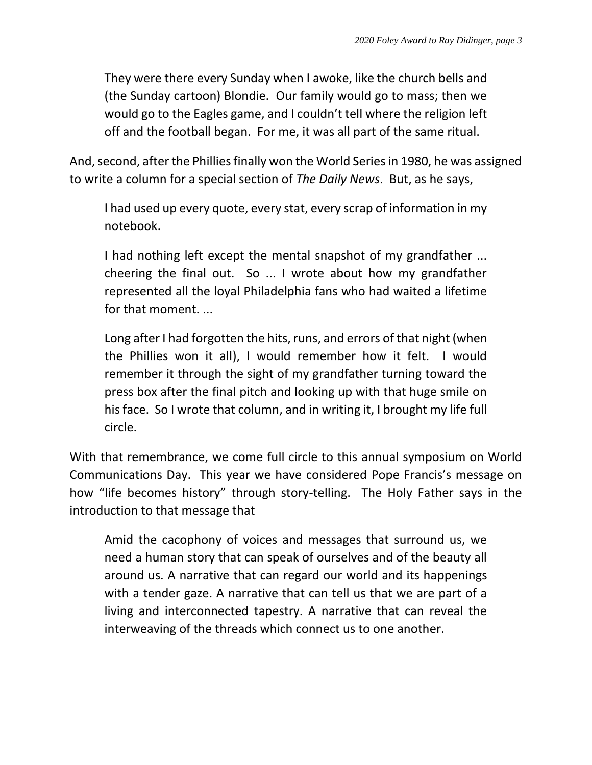> They were there every Sunday when I awoke, like the church bells and (the Sunday cartoon) Blondie. Our family would go to mass; then we would go to the Eagles game, and I couldn't tell where the religion left off and the football began. For me, it was all part of the same ritual.

And, second, after the Phillies finally won the World Series in 1980, he was assigned to write a column for a special section of *The Daily News*. But, as he says,

> I had used up every quote, every stat, every scrap of information in my notebook.
>
> I had nothing left except the mental snapshot of my grandfather ... cheering the final out. So ... I wrote about how my grandfather represented all the loyal Philadelphia fans who had waited a lifetime for that moment. ...
>
> Long after I had forgotten the hits, runs, and errors of that night (when the Phillies won it all), I would remember how it felt. I would remember it through the sight of my grandfather turning toward the press box after the final pitch and looking up with that huge smile on his face. So I wrote that column, and in writing it, I brought my life full circle.

With that remembrance, we come full circle to this annual symposium on World Communications Day. This year we have considered Pope Francis's message on how "life becomes history" through story-telling. The Holy Father says in the introduction to that message that

> Amid the cacophony of voices and messages that surround us, we need a human story that can speak of ourselves and of the beauty all around us. A narrative that can regard our world and its happenings with a tender gaze. A narrative that can tell us that we are part of a living and interconnected tapestry. A narrative that can reveal the interweaving of the threads which connect us to one another.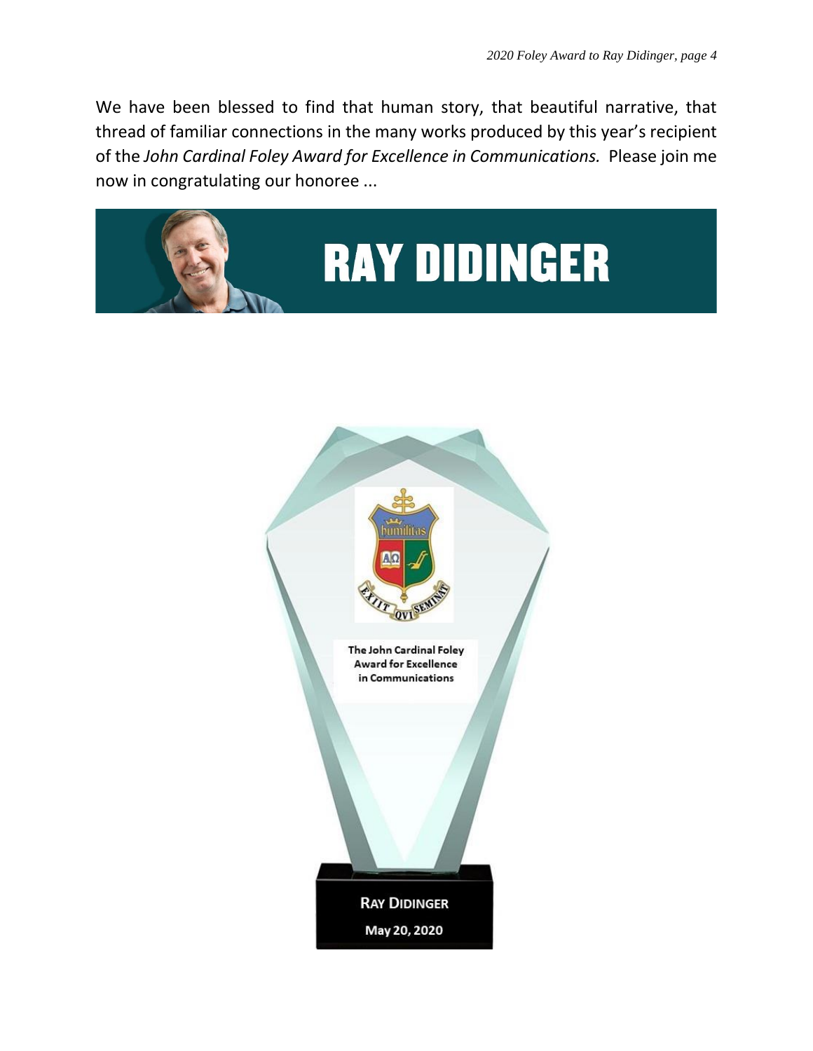We have been blessed to find that human story, that beautiful narrative, that thread of familiar connections in the many works produced by this year's recipient of the *John Cardinal Foley Award for Excellence in Communications.* Please join me now in congratulating our honoree ...

# RAY DIDINGER

The John Cardinal Foley Award for Excellence in Communications

RAY DIDINGER

May 20, 2020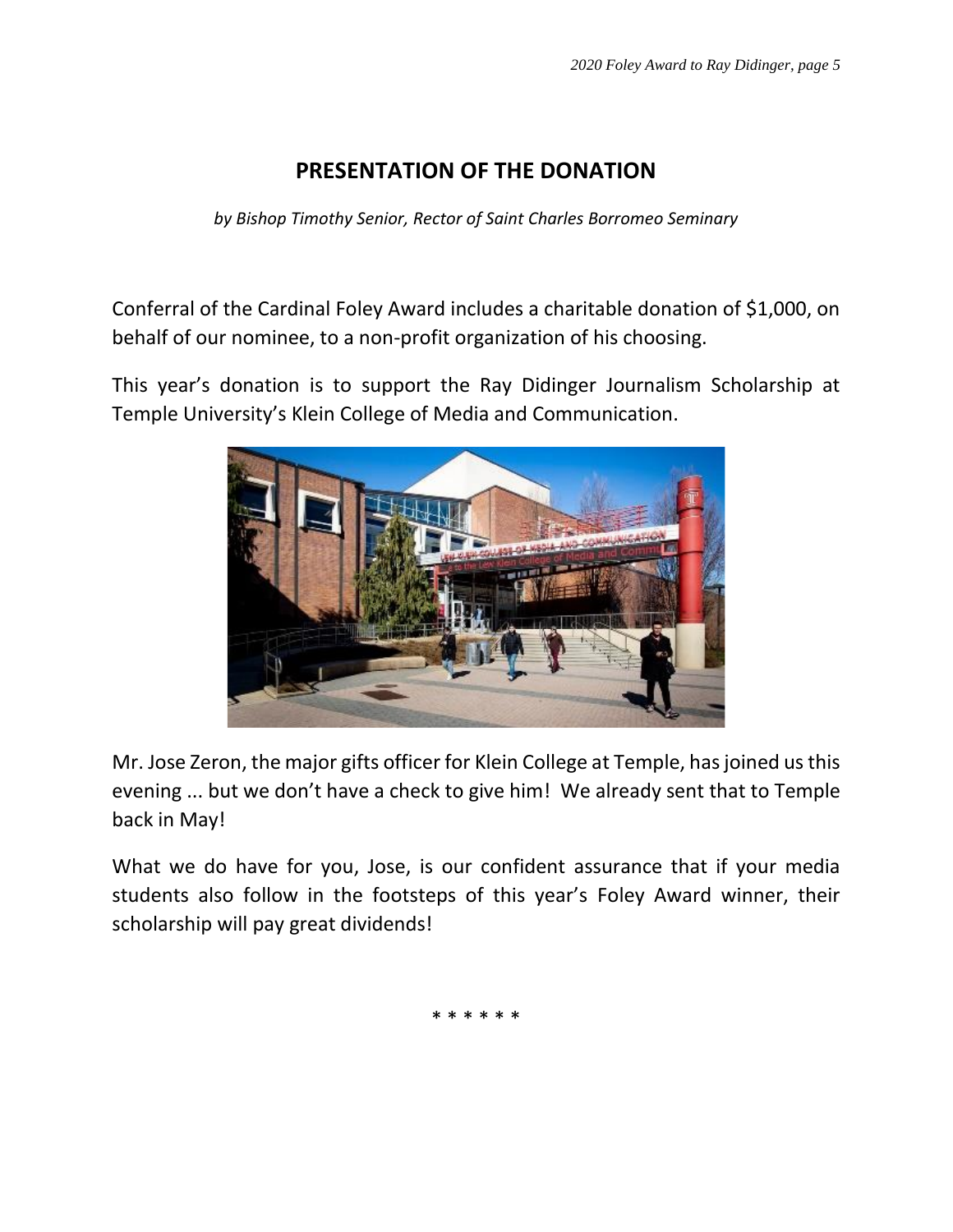## PRESENTATION OF THE DONATION

*by Bishop Timothy Senior, Rector of Saint Charles Borromeo Seminary*

Conferral of the Cardinal Foley Award includes a charitable donation of $1,000, on behalf of our nominee, to a non-profit organization of his choosing.

This year's donation is to support the Ray Didinger Journalism Scholarship at Temple University's Klein College of Media and Communication.

Mr. Jose Zeron, the major gifts officer for Klein College at Temple, has joined us this evening ... but we don't have a check to give him! We already sent that to Temple back in May!

What we do have for you, Jose, is our confident assurance that if your media students also follow in the footsteps of this year's Foley Award winner, their scholarship will pay great dividends!

* * * * * *